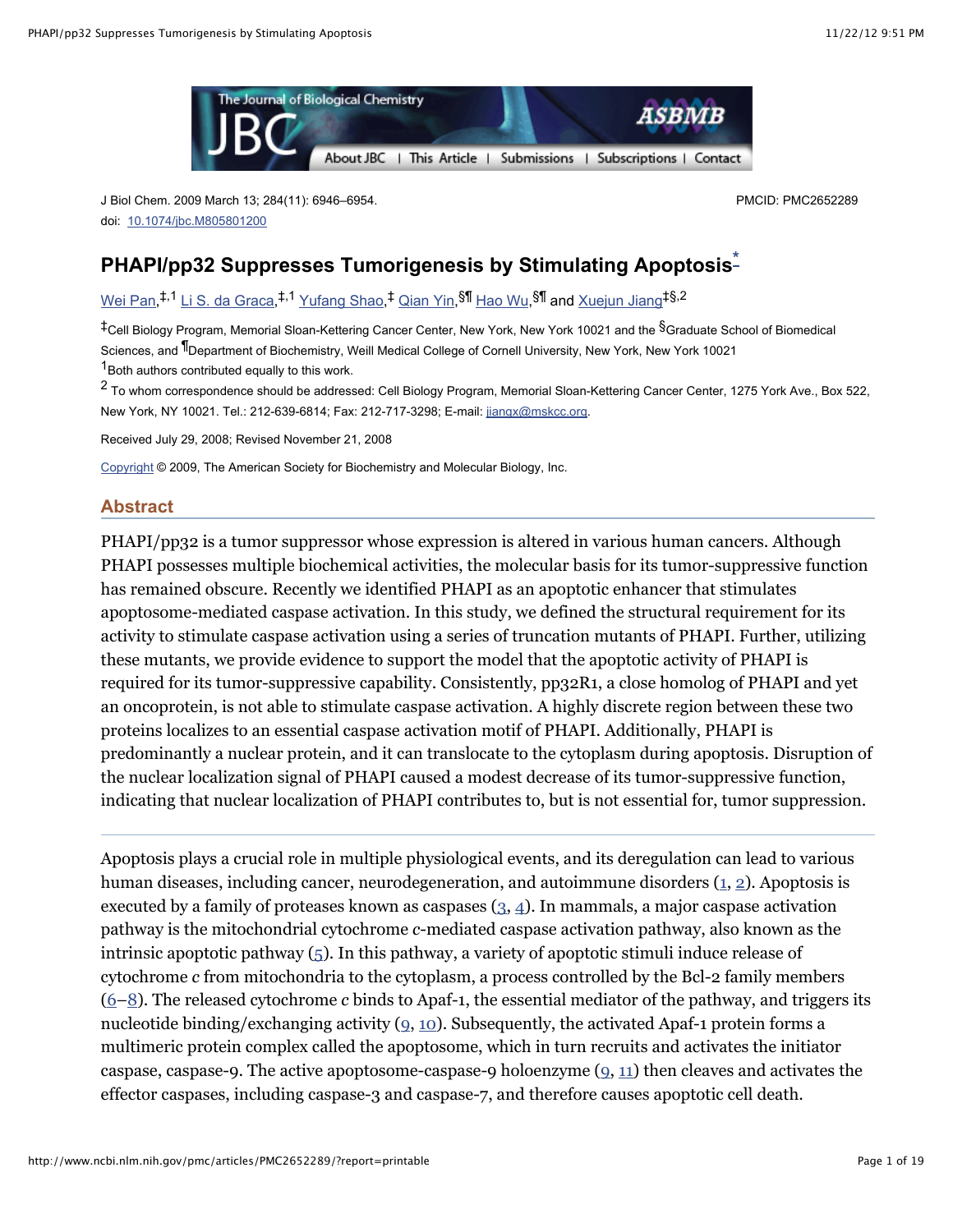J Biol Chem. 2009 March 13; 284(11): 6946–6954.
doi: 10.1074/jbc.M805801200

PMCID: PMC2652289

# PHAPI/pp32 Suppresses Tumorigenesis by Stimulating Apoptosis[*]

Wei Pan,[‡,1] Li S. da Graca,[‡,1] Yufang Shao,[‡] Qian Yin,[§¶] Hao Wu,[§¶] and Xuejun Jiang[‡§,2]

[‡]Cell Biology Program, Memorial Sloan-Kettering Cancer Center, New York, New York 10021 and the [§]Graduate School of Biomedical Sciences, and [¶]Department of Biochemistry, Weill Medical College of Cornell University, New York, New York 10021

[1]Both authors contributed equally to this work.

[2] To whom correspondence should be addressed: Cell Biology Program, Memorial Sloan-Kettering Cancer Center, 1275 York Ave., Box 522, New York, NY 10021. Tel.: 212-639-6814; Fax: 212-717-3298; E-mail: jiangx@mskcc.org.

Received July 29, 2008; Revised November 21, 2008

Copyright © 2009, The American Society for Biochemistry and Molecular Biology, Inc.

## Abstract

PHAPI/pp32 is a tumor suppressor whose expression is altered in various human cancers. Although PHAPI possesses multiple biochemical activities, the molecular basis for its tumor-suppressive function has remained obscure. Recently we identified PHAPI as an apoptotic enhancer that stimulates apoptosome-mediated caspase activation. In this study, we defined the structural requirement for its activity to stimulate caspase activation using a series of truncation mutants of PHAPI. Further, utilizing these mutants, we provide evidence to support the model that the apoptotic activity of PHAPI is required for its tumor-suppressive capability. Consistently, pp32R1, a close homolog of PHAPI and yet an oncoprotein, is not able to stimulate caspase activation. A highly discrete region between these two proteins localizes to an essential caspase activation motif of PHAPI. Additionally, PHAPI is predominantly a nuclear protein, and it can translocate to the cytoplasm during apoptosis. Disruption of the nuclear localization signal of PHAPI caused a modest decrease of its tumor-suppressive function, indicating that nuclear localization of PHAPI contributes to, but is not essential for, tumor suppression.

---

Apoptosis plays a crucial role in multiple physiological events, and its deregulation can lead to various human diseases, including cancer, neurodegeneration, and autoimmune disorders (1, 2). Apoptosis is executed by a family of proteases known as caspases (3, 4). In mammals, a major caspase activation pathway is the mitochondrial cytochrome *c*-mediated caspase activation pathway, also known as the intrinsic apoptotic pathway (5). In this pathway, a variety of apoptotic stimuli induce release of cytochrome *c* from mitochondria to the cytoplasm, a process controlled by the Bcl-2 family members (6–8). The released cytochrome *c* binds to Apaf-1, the essential mediator of the pathway, and triggers its nucleotide binding/exchanging activity (9, 10). Subsequently, the activated Apaf-1 protein forms a multimeric protein complex called the apoptosome, which in turn recruits and activates the initiator caspase, caspase-9. The active apoptosome-caspase-9 holoenzyme (9, 11) then cleaves and activates the effector caspases, including caspase-3 and caspase-7, and therefore causes apoptotic cell death.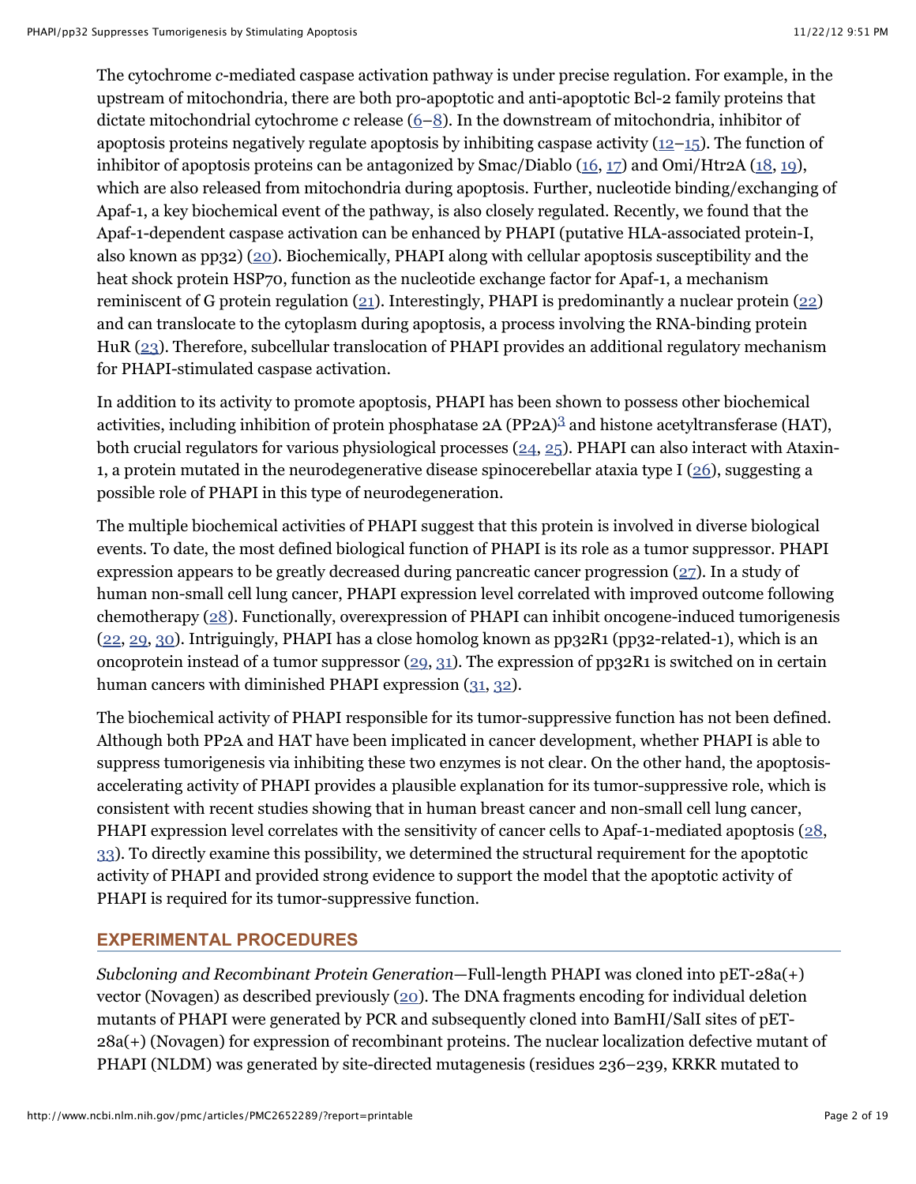The cytochrome *c*-mediated caspase activation pathway is under precise regulation. For example, in the upstream of mitochondria, there are both pro-apoptotic and anti-apoptotic Bcl-2 family proteins that dictate mitochondrial cytochrome *c* release (6–8). In the downstream of mitochondria, inhibitor of apoptosis proteins negatively regulate apoptosis by inhibiting caspase activity (12–15). The function of inhibitor of apoptosis proteins can be antagonized by Smac/Diablo (16, 17) and Omi/Htr2A (18, 19), which are also released from mitochondria during apoptosis. Further, nucleotide binding/exchanging of Apaf-1, a key biochemical event of the pathway, is also closely regulated. Recently, we found that the Apaf-1-dependent caspase activation can be enhanced by PHAPI (putative HLA-associated protein-I, also known as pp32) (20). Biochemically, PHAPI along with cellular apoptosis susceptibility and the heat shock protein HSP70, function as the nucleotide exchange factor for Apaf-1, a mechanism reminiscent of G protein regulation (21). Interestingly, PHAPI is predominantly a nuclear protein (22) and can translocate to the cytoplasm during apoptosis, a process involving the RNA-binding protein HuR (23). Therefore, subcellular translocation of PHAPI provides an additional regulatory mechanism for PHAPI-stimulated caspase activation.

In addition to its activity to promote apoptosis, PHAPI has been shown to possess other biochemical activities, including inhibition of protein phosphatase 2A (PP2A)[3] and histone acetyltransferase (HAT), both crucial regulators for various physiological processes (24, 25). PHAPI can also interact with Ataxin-1, a protein mutated in the neurodegenerative disease spinocerebellar ataxia type I (26), suggesting a possible role of PHAPI in this type of neurodegeneration.

The multiple biochemical activities of PHAPI suggest that this protein is involved in diverse biological events. To date, the most defined biological function of PHAPI is its role as a tumor suppressor. PHAPI expression appears to be greatly decreased during pancreatic cancer progression (27). In a study of human non-small cell lung cancer, PHAPI expression level correlated with improved outcome following chemotherapy (28). Functionally, overexpression of PHAPI can inhibit oncogene-induced tumorigenesis (22, 29, 30). Intriguingly, PHAPI has a close homolog known as pp32R1 (pp32-related-1), which is an oncoprotein instead of a tumor suppressor (29, 31). The expression of pp32R1 is switched on in certain human cancers with diminished PHAPI expression (31, 32).

The biochemical activity of PHAPI responsible for its tumor-suppressive function has not been defined. Although both PP2A and HAT have been implicated in cancer development, whether PHAPI is able to suppress tumorigenesis via inhibiting these two enzymes is not clear. On the other hand, the apoptosis-accelerating activity of PHAPI provides a plausible explanation for its tumor-suppressive role, which is consistent with recent studies showing that in human breast cancer and non-small cell lung cancer, PHAPI expression level correlates with the sensitivity of cancer cells to Apaf-1-mediated apoptosis (28, 33). To directly examine this possibility, we determined the structural requirement for the apoptotic activity of PHAPI and provided strong evidence to support the model that the apoptotic activity of PHAPI is required for its tumor-suppressive function.

## EXPERIMENTAL PROCEDURES

*Subcloning and Recombinant Protein Generation*—Full-length PHAPI was cloned into pET-28a(+) vector (Novagen) as described previously (20). The DNA fragments encoding for individual deletion mutants of PHAPI were generated by PCR and subsequently cloned into BamHI/SalI sites of pET-28a(+) (Novagen) for expression of recombinant proteins. The nuclear localization defective mutant of PHAPI (NLDM) was generated by site-directed mutagenesis (residues 236–239, KRKR mutated to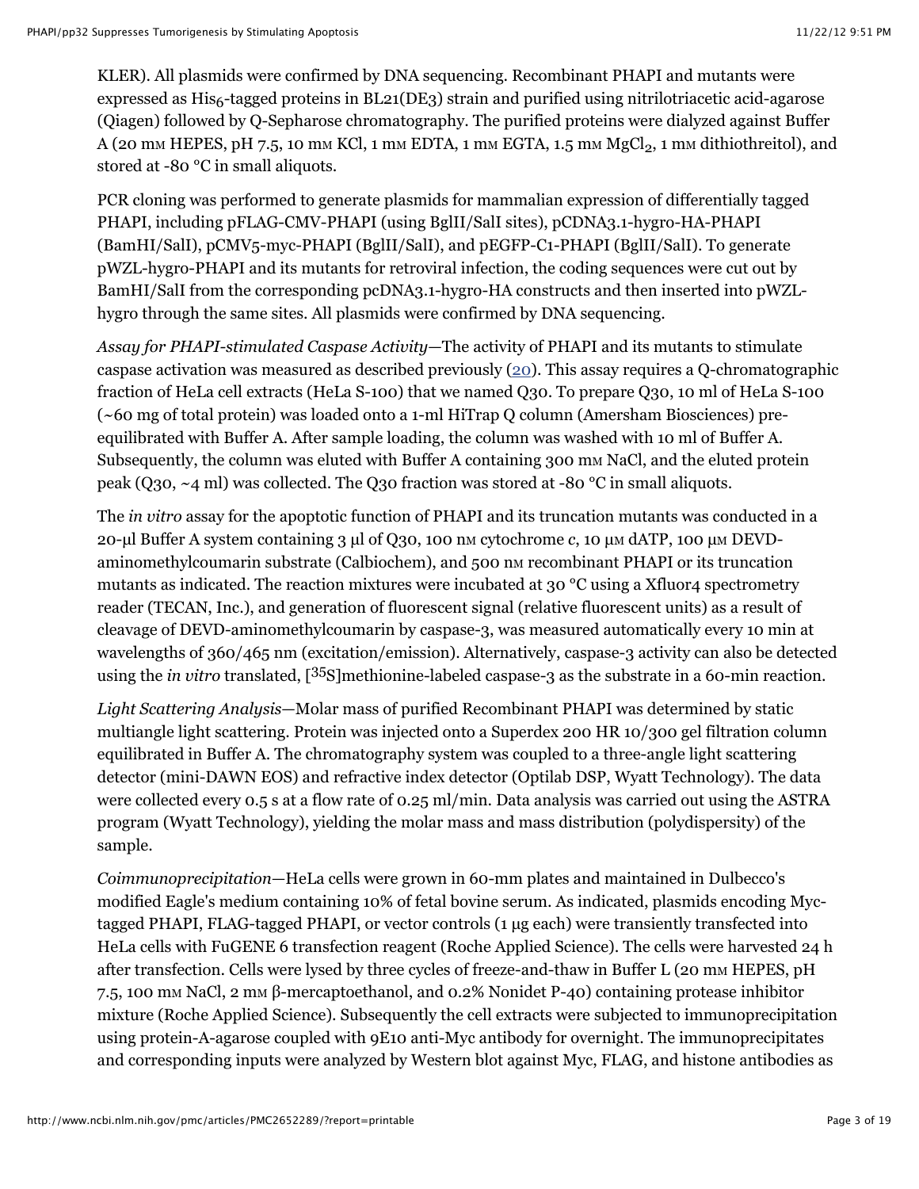KLER). All plasmids were confirmed by DNA sequencing. Recombinant PHAPI and mutants were expressed as $His_6$-tagged proteins in BL21(DE3) strain and purified using nitrilotriacetic acid-agarose (Qiagen) followed by Q-Sepharose chromatography. The purified proteins were dialyzed against Buffer A (20 mM HEPES, pH 7.5, 10 mM KCl, 1 mM EDTA, 1 mM EGTA, 1.5 mM $MgCl_2$, 1 mM dithiothreitol), and stored at -80 °C in small aliquots.

PCR cloning was performed to generate plasmids for mammalian expression of differentially tagged PHAPI, including pFLAG-CMV-PHAPI (using BglII/SalI sites), pCDNA3.1-hygro-HA-PHAPI (BamHI/SalI), pCMV5-myc-PHAPI (BglII/SalI), and pEGFP-C1-PHAPI (BglII/SalI). To generate pWZL-hygro-PHAPI and its mutants for retroviral infection, the coding sequences were cut out by BamHI/SalI from the corresponding pcDNA3.1-hygro-HA constructs and then inserted into pWZL-hygro through the same sites. All plasmids were confirmed by DNA sequencing.

*Assay for PHAPI-stimulated Caspase Activity*—The activity of PHAPI and its mutants to stimulate caspase activation was measured as described previously (20). This assay requires a Q-chromatographic fraction of HeLa cell extracts (HeLa S-100) that we named Q30. To prepare Q30, 10 ml of HeLa S-100 (~60 mg of total protein) was loaded onto a 1-ml HiTrap Q column (Amersham Biosciences) pre-equilibrated with Buffer A. After sample loading, the column was washed with 10 ml of Buffer A. Subsequently, the column was eluted with Buffer A containing 300 mM NaCl, and the eluted protein peak (Q30, ~4 ml) was collected. The Q30 fraction was stored at -80 °C in small aliquots.

The *in vitro* assay for the apoptotic function of PHAPI and its truncation mutants was conducted in a 20-μl Buffer A system containing 3 μl of Q30, 100 nM cytochrome *c*, 10 μM dATP, 100 μM DEVD-aminomethylcoumarin substrate (Calbiochem), and 500 nM recombinant PHAPI or its truncation mutants as indicated. The reaction mixtures were incubated at 30 °C using a Xfluor4 spectrometry reader (TECAN, Inc.), and generation of fluorescent signal (relative fluorescent units) as a result of cleavage of DEVD-aminomethylcoumarin by caspase-3, was measured automatically every 10 min at wavelengths of 360/465 nm (excitation/emission). Alternatively, caspase-3 activity can also be detected using the *in vitro* translated, [$^{35}$S]methionine-labeled caspase-3 as the substrate in a 60-min reaction.

*Light Scattering Analysis*—Molar mass of purified Recombinant PHAPI was determined by static multiangle light scattering. Protein was injected onto a Superdex 200 HR 10/300 gel filtration column equilibrated in Buffer A. The chromatography system was coupled to a three-angle light scattering detector (mini-DAWN EOS) and refractive index detector (Optilab DSP, Wyatt Technology). The data were collected every 0.5 s at a flow rate of 0.25 ml/min. Data analysis was carried out using the ASTRA program (Wyatt Technology), yielding the molar mass and mass distribution (polydispersity) of the sample.

*Coimmunoprecipitation*—HeLa cells were grown in 60-mm plates and maintained in Dulbecco's modified Eagle's medium containing 10% of fetal bovine serum. As indicated, plasmids encoding Myc-tagged PHAPI, FLAG-tagged PHAPI, or vector controls (1 μg each) were transiently transfected into HeLa cells with FuGENE 6 transfection reagent (Roche Applied Science). The cells were harvested 24 h after transfection. Cells were lysed by three cycles of freeze-and-thaw in Buffer L (20 mM HEPES, pH 7.5, 100 mM NaCl, 2 mM β-mercaptoethanol, and 0.2% Nonidet P-40) containing protease inhibitor mixture (Roche Applied Science). Subsequently the cell extracts were subjected to immunoprecipitation using protein-A-agarose coupled with 9E10 anti-Myc antibody for overnight. The immunoprecipitates and corresponding inputs were analyzed by Western blot against Myc, FLAG, and histone antibodies as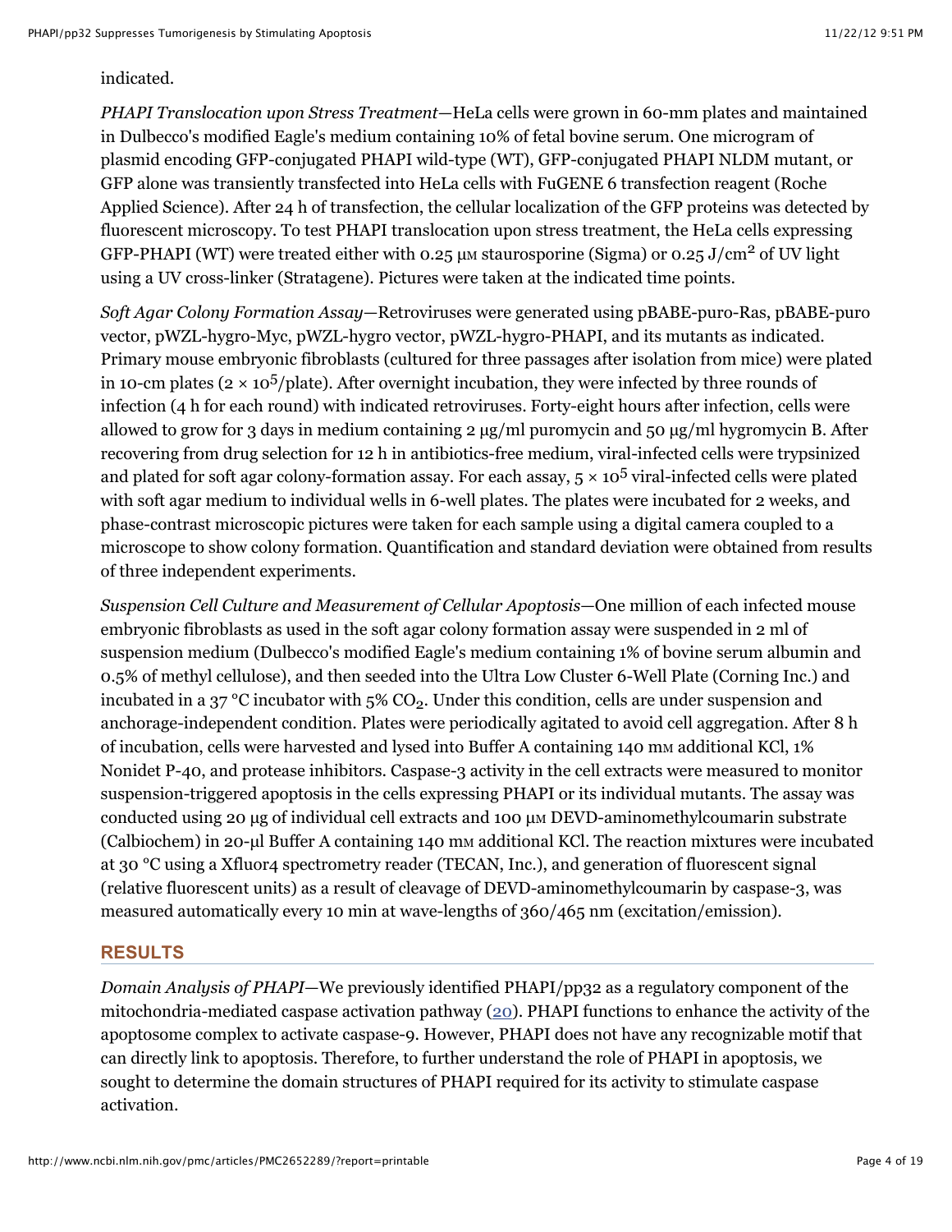indicated.

*PHAPI Translocation upon Stress Treatment*—HeLa cells were grown in 60-mm plates and maintained in Dulbecco's modified Eagle's medium containing 10% of fetal bovine serum. One microgram of plasmid encoding GFP-conjugated PHAPI wild-type (WT), GFP-conjugated PHAPI NLDM mutant, or GFP alone was transiently transfected into HeLa cells with FuGENE 6 transfection reagent (Roche Applied Science). After 24 h of transfection, the cellular localization of the GFP proteins was detected by fluorescent microscopy. To test PHAPI translocation upon stress treatment, the HeLa cells expressing GFP-PHAPI (WT) were treated either with 0.25 μM staurosporine (Sigma) or 0.25 J/cm$^2$ of UV light using a UV cross-linker (Stratagene). Pictures were taken at the indicated time points.

*Soft Agar Colony Formation Assay*—Retroviruses were generated using pBABE-puro-Ras, pBABE-puro vector, pWZL-hygro-Myc, pWZL-hygro vector, pWZL-hygro-PHAPI, and its mutants as indicated. Primary mouse embryonic fibroblasts (cultured for three passages after isolation from mice) were plated in 10-cm plates ($2 \times 10^5$/plate). After overnight incubation, they were infected by three rounds of infection (4 h for each round) with indicated retroviruses. Forty-eight hours after infection, cells were allowed to grow for 3 days in medium containing 2 μg/ml puromycin and 50 μg/ml hygromycin B. After recovering from drug selection for 12 h in antibiotics-free medium, viral-infected cells were trypsinized and plated for soft agar colony-formation assay. For each assay, $5 \times 10^5$ viral-infected cells were plated with soft agar medium to individual wells in 6-well plates. The plates were incubated for 2 weeks, and phase-contrast microscopic pictures were taken for each sample using a digital camera coupled to a microscope to show colony formation. Quantification and standard deviation were obtained from results of three independent experiments.

*Suspension Cell Culture and Measurement of Cellular Apoptosis*—One million of each infected mouse embryonic fibroblasts as used in the soft agar colony formation assay were suspended in 2 ml of suspension medium (Dulbecco's modified Eagle's medium containing 1% of bovine serum albumin and 0.5% of methyl cellulose), and then seeded into the Ultra Low Cluster 6-Well Plate (Corning Inc.) and incubated in a 37 °C incubator with 5% $CO_2$. Under this condition, cells are under suspension and anchorage-independent condition. Plates were periodically agitated to avoid cell aggregation. After 8 h of incubation, cells were harvested and lysed into Buffer A containing 140 mM additional KCl, 1% Nonidet P-40, and protease inhibitors. Caspase-3 activity in the cell extracts were measured to monitor suspension-triggered apoptosis in the cells expressing PHAPI or its individual mutants. The assay was conducted using 20 μg of individual cell extracts and 100 μM DEVD-aminomethylcoumarin substrate (Calbiochem) in 20-μl Buffer A containing 140 mM additional KCl. The reaction mixtures were incubated at 30 °C using a Xfluor4 spectrometry reader (TECAN, Inc.), and generation of fluorescent signal (relative fluorescent units) as a result of cleavage of DEVD-aminomethylcoumarin by caspase-3, was measured automatically every 10 min at wave-lengths of 360/465 nm (excitation/emission).

## RESULTS

*Domain Analysis of PHAPI*—We previously identified PHAPI/pp32 as a regulatory component of the mitochondria-mediated caspase activation pathway ([20]). PHAPI functions to enhance the activity of the apoptosome complex to activate caspase-9. However, PHAPI does not have any recognizable motif that can directly link to apoptosis. Therefore, to further understand the role of PHAPI in apoptosis, we sought to determine the domain structures of PHAPI required for its activity to stimulate caspase activation.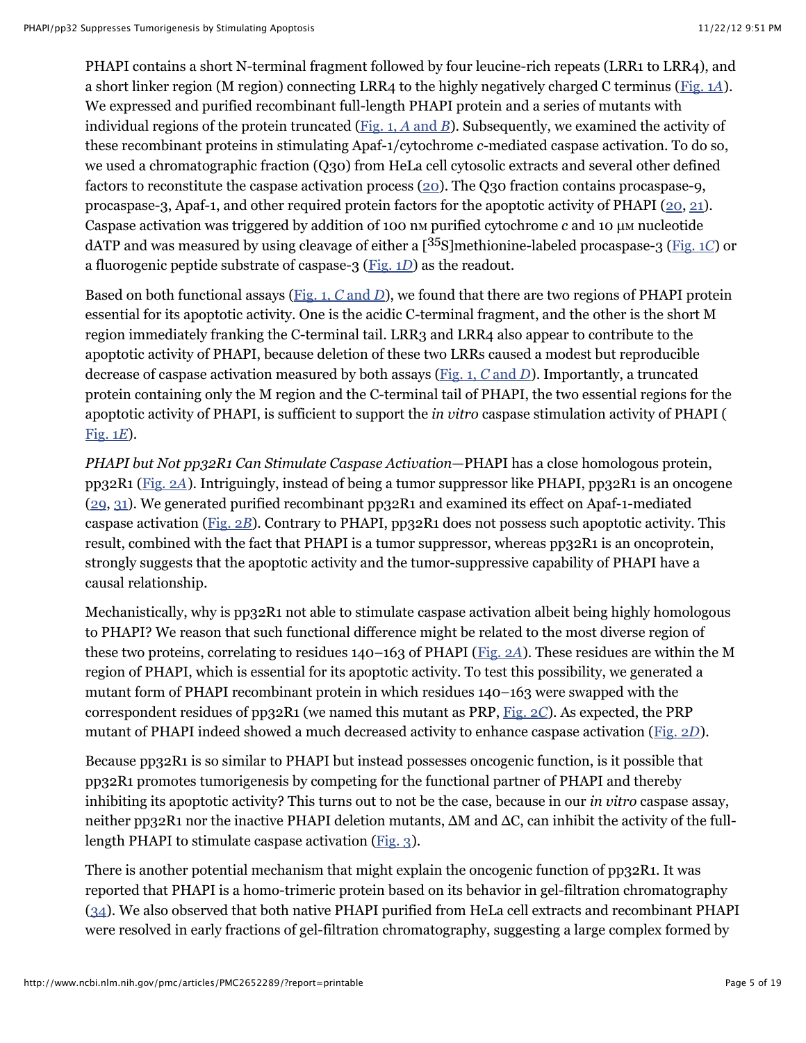PHAPI contains a short N-terminal fragment followed by four leucine-rich repeats (LRR1 to LRR4), and a short linker region (M region) connecting LRR4 to the highly negatively charged C terminus (Fig. 1*A*). We expressed and purified recombinant full-length PHAPI protein and a series of mutants with individual regions of the protein truncated (Fig. 1, *A* and *B*). Subsequently, we examined the activity of these recombinant proteins in stimulating Apaf-1/cytochrome *c*-mediated caspase activation. To do so, we used a chromatographic fraction (Q30) from HeLa cell cytosolic extracts and several other defined factors to reconstitute the caspase activation process (20). The Q30 fraction contains procaspase-9, procaspase-3, Apaf-1, and other required protein factors for the apoptotic activity of PHAPI (20, 21). Caspase activation was triggered by addition of 100 nM purified cytochrome *c* and 10 μM nucleotide dATP and was measured by using cleavage of either a [$^{35}$S]methionine-labeled procaspase-3 (Fig. 1*C*) or a fluorogenic peptide substrate of caspase-3 (Fig. 1*D*) as the readout.

Based on both functional assays (Fig. 1, *C* and *D*), we found that there are two regions of PHAPI protein essential for its apoptotic activity. One is the acidic C-terminal fragment, and the other is the short M region immediately franking the C-terminal tail. LRR3 and LRR4 also appear to contribute to the apoptotic activity of PHAPI, because deletion of these two LRRs caused a modest but reproducible decrease of caspase activation measured by both assays (Fig. 1, *C* and *D*). Importantly, a truncated protein containing only the M region and the C-terminal tail of PHAPI, the two essential regions for the apoptotic activity of PHAPI, is sufficient to support the *in vitro* caspase stimulation activity of PHAPI (Fig. 1*E*).

*PHAPI but Not pp32R1 Can Stimulate Caspase Activation*—PHAPI has a close homologous protein, pp32R1 (Fig. 2*A*). Intriguingly, instead of being a tumor suppressor like PHAPI, pp32R1 is an oncogene (29, 31). We generated purified recombinant pp32R1 and examined its effect on Apaf-1-mediated caspase activation (Fig. 2*B*). Contrary to PHAPI, pp32R1 does not possess such apoptotic activity. This result, combined with the fact that PHAPI is a tumor suppressor, whereas pp32R1 is an oncoprotein, strongly suggests that the apoptotic activity and the tumor-suppressive capability of PHAPI have a causal relationship.

Mechanistically, why is pp32R1 not able to stimulate caspase activation albeit being highly homologous to PHAPI? We reason that such functional difference might be related to the most diverse region of these two proteins, correlating to residues 140–163 of PHAPI (Fig. 2*A*). These residues are within the M region of PHAPI, which is essential for its apoptotic activity. To test this possibility, we generated a mutant form of PHAPI recombinant protein in which residues 140–163 were swapped with the correspondent residues of pp32R1 (we named this mutant as PRP, Fig. 2*C*). As expected, the PRP mutant of PHAPI indeed showed a much decreased activity to enhance caspase activation (Fig. 2*D*).

Because pp32R1 is so similar to PHAPI but instead possesses oncogenic function, is it possible that pp32R1 promotes tumorigenesis by competing for the functional partner of PHAPI and thereby inhibiting its apoptotic activity? This turns out to not be the case, because in our *in vitro* caspase assay, neither pp32R1 nor the inactive PHAPI deletion mutants, ΔM and ΔC, can inhibit the activity of the full-length PHAPI to stimulate caspase activation (Fig. 3).

There is another potential mechanism that might explain the oncogenic function of pp32R1. It was reported that PHAPI is a homo-trimeric protein based on its behavior in gel-filtration chromatography (34). We also observed that both native PHAPI purified from HeLa cell extracts and recombinant PHAPI were resolved in early fractions of gel-filtration chromatography, suggesting a large complex formed by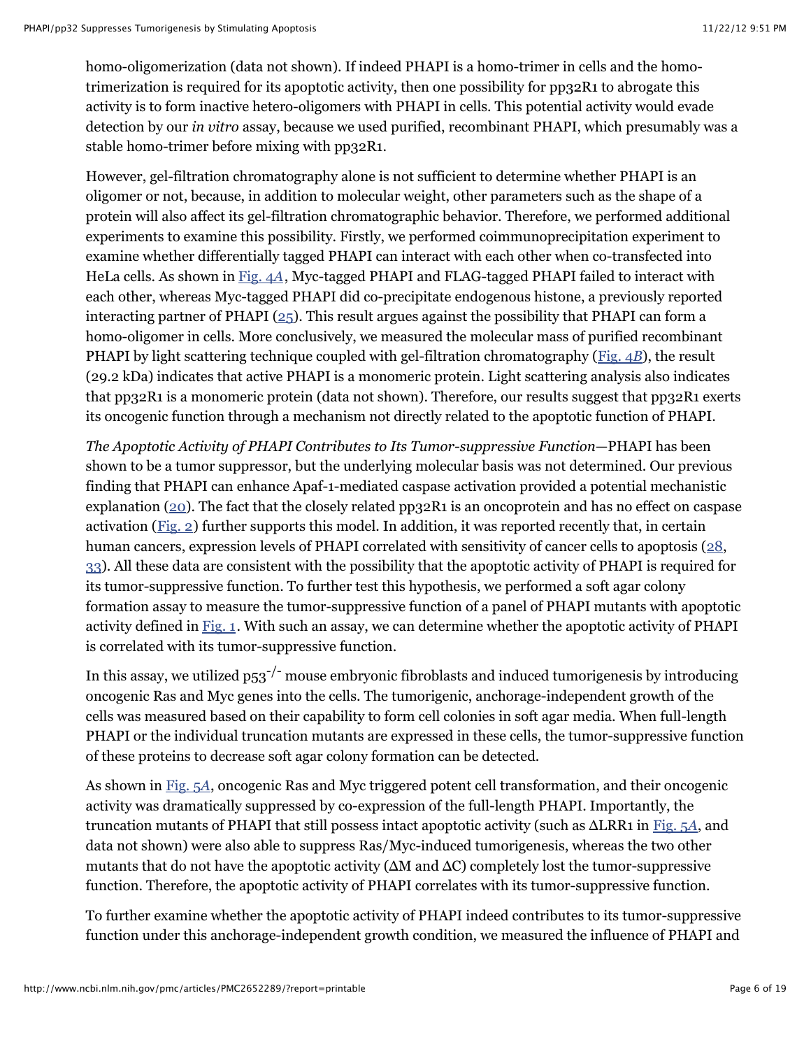homo-oligomerization (data not shown). If indeed PHAPI is a homo-trimer in cells and the homo-trimerization is required for its apoptotic activity, then one possibility for pp32R1 to abrogate this activity is to form inactive hetero-oligomers with PHAPI in cells. This potential activity would evade detection by our *in vitro* assay, because we used purified, recombinant PHAPI, which presumably was a stable homo-trimer before mixing with pp32R1.

However, gel-filtration chromatography alone is not sufficient to determine whether PHAPI is an oligomer or not, because, in addition to molecular weight, other parameters such as the shape of a protein will also affect its gel-filtration chromatographic behavior. Therefore, we performed additional experiments to examine this possibility. Firstly, we performed coimmunoprecipitation experiment to examine whether differentially tagged PHAPI can interact with each other when co-transfected into HeLa cells. As shown in Fig. 4*A*, Myc-tagged PHAPI and FLAG-tagged PHAPI failed to interact with each other, whereas Myc-tagged PHAPI did co-precipitate endogenous histone, a previously reported interacting partner of PHAPI (25). This result argues against the possibility that PHAPI can form a homo-oligomer in cells. More conclusively, we measured the molecular mass of purified recombinant PHAPI by light scattering technique coupled with gel-filtration chromatography (Fig. 4*B*), the result (29.2 kDa) indicates that active PHAPI is a monomeric protein. Light scattering analysis also indicates that pp32R1 is a monomeric protein (data not shown). Therefore, our results suggest that pp32R1 exerts its oncogenic function through a mechanism not directly related to the apoptotic function of PHAPI.

*The Apoptotic Activity of PHAPI Contributes to Its Tumor-suppressive Function*—PHAPI has been shown to be a tumor suppressor, but the underlying molecular basis was not determined. Our previous finding that PHAPI can enhance Apaf-1-mediated caspase activation provided a potential mechanistic explanation (20). The fact that the closely related pp32R1 is an oncoprotein and has no effect on caspase activation (Fig. 2) further supports this model. In addition, it was reported recently that, in certain human cancers, expression levels of PHAPI correlated with sensitivity of cancer cells to apoptosis (28, 33). All these data are consistent with the possibility that the apoptotic activity of PHAPI is required for its tumor-suppressive function. To further test this hypothesis, we performed a soft agar colony formation assay to measure the tumor-suppressive function of a panel of PHAPI mutants with apoptotic activity defined in Fig. 1. With such an assay, we can determine whether the apoptotic activity of PHAPI is correlated with its tumor-suppressive function.

In this assay, we utilized $p53^{-/-}$ mouse embryonic fibroblasts and induced tumorigenesis by introducing oncogenic Ras and Myc genes into the cells. The tumorigenic, anchorage-independent growth of the cells was measured based on their capability to form cell colonies in soft agar media. When full-length PHAPI or the individual truncation mutants are expressed in these cells, the tumor-suppressive function of these proteins to decrease soft agar colony formation can be detected.

As shown in Fig. 5*A*, oncogenic Ras and Myc triggered potent cell transformation, and their oncogenic activity was dramatically suppressed by co-expression of the full-length PHAPI. Importantly, the truncation mutants of PHAPI that still possess intact apoptotic activity (such as ΔLRR1 in Fig. 5*A*, and data not shown) were also able to suppress Ras/Myc-induced tumorigenesis, whereas the two other mutants that do not have the apoptotic activity (ΔM and ΔC) completely lost the tumor-suppressive function. Therefore, the apoptotic activity of PHAPI correlates with its tumor-suppressive function.

To further examine whether the apoptotic activity of PHAPI indeed contributes to its tumor-suppressive function under this anchorage-independent growth condition, we measured the influence of PHAPI and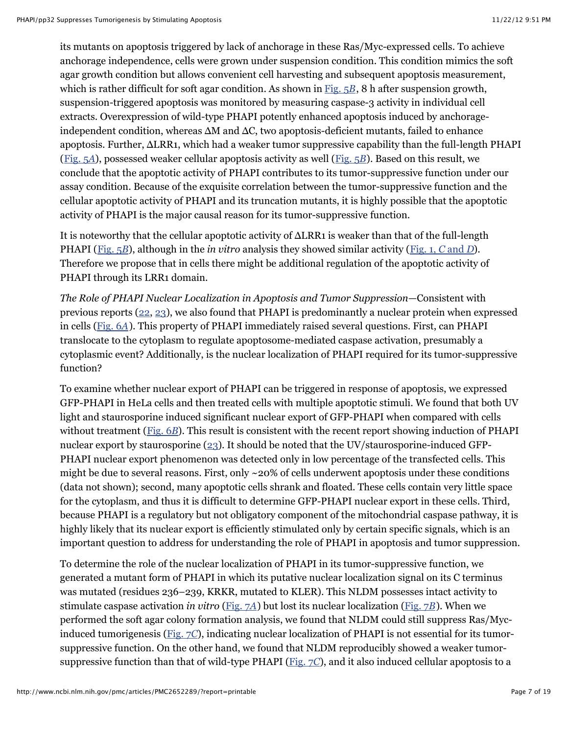its mutants on apoptosis triggered by lack of anchorage in these Ras/Myc-expressed cells. To achieve anchorage independence, cells were grown under suspension condition. This condition mimics the soft agar growth condition but allows convenient cell harvesting and subsequent apoptosis measurement, which is rather difficult for soft agar condition. As shown in Fig. 5*B*, 8 h after suspension growth, suspension-triggered apoptosis was monitored by measuring caspase-3 activity in individual cell extracts. Overexpression of wild-type PHAPI potently enhanced apoptosis induced by anchorage-independent condition, whereas ΔM and ΔC, two apoptosis-deficient mutants, failed to enhance apoptosis. Further, ΔLRR1, which had a weaker tumor suppressive capability than the full-length PHAPI (Fig. 5*A*), possessed weaker cellular apoptosis activity as well (Fig. 5*B*). Based on this result, we conclude that the apoptotic activity of PHAPI contributes to its tumor-suppressive function under our assay condition. Because of the exquisite correlation between the tumor-suppressive function and the cellular apoptotic activity of PHAPI and its truncation mutants, it is highly possible that the apoptotic activity of PHAPI is the major causal reason for its tumor-suppressive function.

It is noteworthy that the cellular apoptotic activity of ΔLRR1 is weaker than that of the full-length PHAPI (Fig. 5*B*), although in the *in vitro* analysis they showed similar activity (Fig. 1, *C* and *D*). Therefore we propose that in cells there might be additional regulation of the apoptotic activity of PHAPI through its LRR1 domain.

*The Role of PHAPI Nuclear Localization in Apoptosis and Tumor Suppression*—Consistent with previous reports (22, 23), we also found that PHAPI is predominantly a nuclear protein when expressed in cells (Fig. 6*A*). This property of PHAPI immediately raised several questions. First, can PHAPI translocate to the cytoplasm to regulate apoptosome-mediated caspase activation, presumably a cytoplasmic event? Additionally, is the nuclear localization of PHAPI required for its tumor-suppressive function?

To examine whether nuclear export of PHAPI can be triggered in response of apoptosis, we expressed GFP-PHAPI in HeLa cells and then treated cells with multiple apoptotic stimuli. We found that both UV light and staurosporine induced significant nuclear export of GFP-PHAPI when compared with cells without treatment (Fig. 6*B*). This result is consistent with the recent report showing induction of PHAPI nuclear export by staurosporine (23). It should be noted that the UV/staurosporine-induced GFP-PHAPI nuclear export phenomenon was detected only in low percentage of the transfected cells. This might be due to several reasons. First, only ~20% of cells underwent apoptosis under these conditions (data not shown); second, many apoptotic cells shrank and floated. These cells contain very little space for the cytoplasm, and thus it is difficult to determine GFP-PHAPI nuclear export in these cells. Third, because PHAPI is a regulatory but not obligatory component of the mitochondrial caspase pathway, it is highly likely that its nuclear export is efficiently stimulated only by certain specific signals, which is an important question to address for understanding the role of PHAPI in apoptosis and tumor suppression.

To determine the role of the nuclear localization of PHAPI in its tumor-suppressive function, we generated a mutant form of PHAPI in which its putative nuclear localization signal on its C terminus was mutated (residues 236–239, KRKR, mutated to KLER). This NLDM possesses intact activity to stimulate caspase activation *in vitro* (Fig. 7*A*) but lost its nuclear localization (Fig. 7*B*). When we performed the soft agar colony formation analysis, we found that NLDM could still suppress Ras/Myc-induced tumorigenesis (Fig. 7*C*), indicating nuclear localization of PHAPI is not essential for its tumor-suppressive function. On the other hand, we found that NLDM reproducibly showed a weaker tumor-suppressive function than that of wild-type PHAPI (Fig. 7*C*), and it also induced cellular apoptosis to a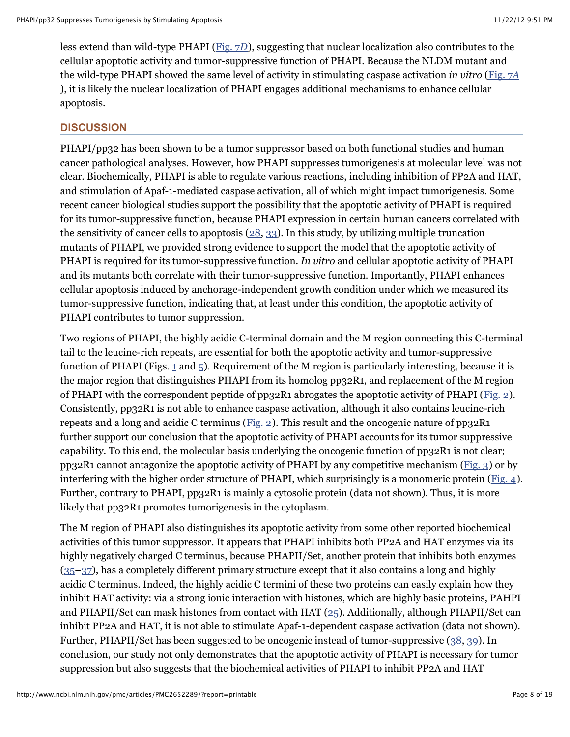less extend than wild-type PHAPI (Fig. 7*D*), suggesting that nuclear localization also contributes to the cellular apoptotic activity and tumor-suppressive function of PHAPI. Because the NLDM mutant and the wild-type PHAPI showed the same level of activity in stimulating caspase activation *in vitro* (Fig. 7*A* ), it is likely the nuclear localization of PHAPI engages additional mechanisms to enhance cellular apoptosis.

## DISCUSSION

PHAPI/pp32 has been shown to be a tumor suppressor based on both functional studies and human cancer pathological analyses. However, how PHAPI suppresses tumorigenesis at molecular level was not clear. Biochemically, PHAPI is able to regulate various reactions, including inhibition of PP2A and HAT, and stimulation of Apaf-1-mediated caspase activation, all of which might impact tumorigenesis. Some recent cancer biological studies support the possibility that the apoptotic activity of PHAPI is required for its tumor-suppressive function, because PHAPI expression in certain human cancers correlated with the sensitivity of cancer cells to apoptosis (28, 33). In this study, by utilizing multiple truncation mutants of PHAPI, we provided strong evidence to support the model that the apoptotic activity of PHAPI is required for its tumor-suppressive function. *In vitro* and cellular apoptotic activity of PHAPI and its mutants both correlate with their tumor-suppressive function. Importantly, PHAPI enhances cellular apoptosis induced by anchorage-independent growth condition under which we measured its tumor-suppressive function, indicating that, at least under this condition, the apoptotic activity of PHAPI contributes to tumor suppression.

Two regions of PHAPI, the highly acidic C-terminal domain and the M region connecting this C-terminal tail to the leucine-rich repeats, are essential for both the apoptotic activity and tumor-suppressive function of PHAPI (Figs. 1 and 5). Requirement of the M region is particularly interesting, because it is the major region that distinguishes PHAPI from its homolog pp32R1, and replacement of the M region of PHAPI with the correspondent peptide of pp32R1 abrogates the apoptotic activity of PHAPI (Fig. 2). Consistently, pp32R1 is not able to enhance caspase activation, although it also contains leucine-rich repeats and a long and acidic C terminus (Fig. 2). This result and the oncogenic nature of pp32R1 further support our conclusion that the apoptotic activity of PHAPI accounts for its tumor suppressive capability. To this end, the molecular basis underlying the oncogenic function of pp32R1 is not clear; pp32R1 cannot antagonize the apoptotic activity of PHAPI by any competitive mechanism (Fig. 3) or by interfering with the higher order structure of PHAPI, which surprisingly is a monomeric protein (Fig. 4). Further, contrary to PHAPI, pp32R1 is mainly a cytosolic protein (data not shown). Thus, it is more likely that pp32R1 promotes tumorigenesis in the cytoplasm.

The M region of PHAPI also distinguishes its apoptotic activity from some other reported biochemical activities of this tumor suppressor. It appears that PHAPI inhibits both PP2A and HAT enzymes via its highly negatively charged C terminus, because PHAPII/Set, another protein that inhibits both enzymes (35–37), has a completely different primary structure except that it also contains a long and highly acidic C terminus. Indeed, the highly acidic C termini of these two proteins can easily explain how they inhibit HAT activity: via a strong ionic interaction with histones, which are highly basic proteins, PAHPI and PHAPII/Set can mask histones from contact with HAT (25). Additionally, although PHAPII/Set can inhibit PP2A and HAT, it is not able to stimulate Apaf-1-dependent caspase activation (data not shown). Further, PHAPII/Set has been suggested to be oncogenic instead of tumor-suppressive (38, 39). In conclusion, our study not only demonstrates that the apoptotic activity of PHAPI is necessary for tumor suppression but also suggests that the biochemical activities of PHAPI to inhibit PP2A and HAT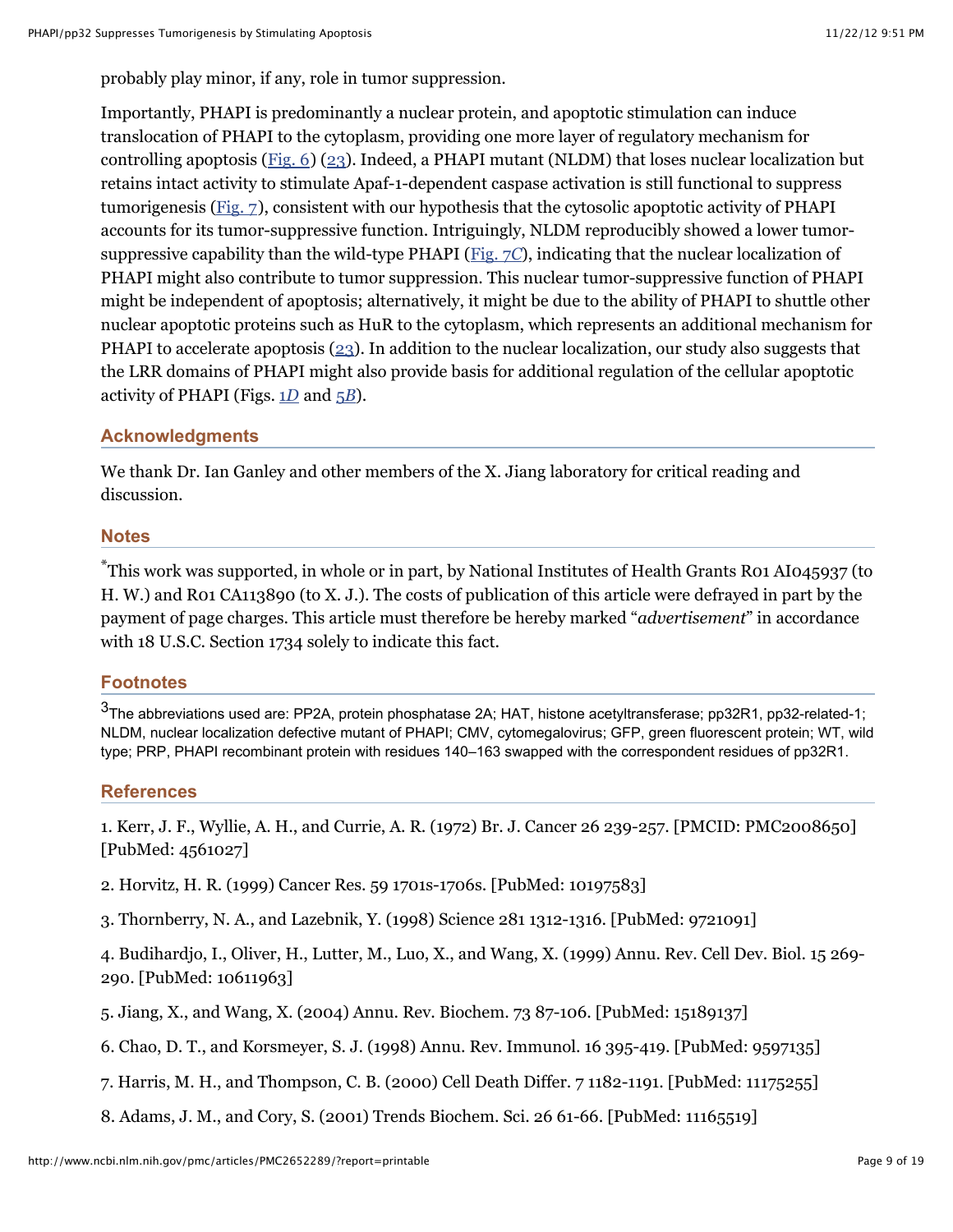probably play minor, if any, role in tumor suppression.

Importantly, PHAPI is predominantly a nuclear protein, and apoptotic stimulation can induce translocation of PHAPI to the cytoplasm, providing one more layer of regulatory mechanism for controlling apoptosis (Fig. 6) (23). Indeed, a PHAPI mutant (NLDM) that loses nuclear localization but retains intact activity to stimulate Apaf-1-dependent caspase activation is still functional to suppress tumorigenesis (Fig. 7), consistent with our hypothesis that the cytosolic apoptotic activity of PHAPI accounts for its tumor-suppressive function. Intriguingly, NLDM reproducibly showed a lower tumor-suppressive capability than the wild-type PHAPI (Fig. 7*C*), indicating that the nuclear localization of PHAPI might also contribute to tumor suppression. This nuclear tumor-suppressive function of PHAPI might be independent of apoptosis; alternatively, it might be due to the ability of PHAPI to shuttle other nuclear apoptotic proteins such as HuR to the cytoplasm, which represents an additional mechanism for PHAPI to accelerate apoptosis (23). In addition to the nuclear localization, our study also suggests that the LRR domains of PHAPI might also provide basis for additional regulation of the cellular apoptotic activity of PHAPI (Figs. 1*D* and 5*B*).

## Acknowledgments

We thank Dr. Ian Ganley and other members of the X. Jiang laboratory for critical reading and discussion.

## Notes

*This work was supported, in whole or in part, by National Institutes of Health Grants R01 AI045937 (to H. W.) and R01 CA113890 (to X. J.). The costs of publication of this article were defrayed in part by the payment of page charges. This article must therefore be hereby marked "*advertisement*" in accordance with 18 U.S.C. Section 1734 solely to indicate this fact.

## Footnotes

[3]The abbreviations used are: PP2A, protein phosphatase 2A; HAT, histone acetyltransferase; pp32R1, pp32-related-1; NLDM, nuclear localization defective mutant of PHAPI; CMV, cytomegalovirus; GFP, green fluorescent protein; WT, wild type; PRP, PHAPI recombinant protein with residues 140–163 swapped with the correspondent residues of pp32R1.

## References

1. Kerr, J. F., Wyllie, A. H., and Currie, A. R. (1972) Br. J. Cancer 26 239-257. [PMCID: PMC2008650] [PubMed: 4561027]

2. Horvitz, H. R. (1999) Cancer Res. 59 1701s-1706s. [PubMed: 10197583]

3. Thornberry, N. A., and Lazebnik, Y. (1998) Science 281 1312-1316. [PubMed: 9721091]

4. Budihardjo, I., Oliver, H., Lutter, M., Luo, X., and Wang, X. (1999) Annu. Rev. Cell Dev. Biol. 15 269-290. [PubMed: 10611963]

5. Jiang, X., and Wang, X. (2004) Annu. Rev. Biochem. 73 87-106. [PubMed: 15189137]

6. Chao, D. T., and Korsmeyer, S. J. (1998) Annu. Rev. Immunol. 16 395-419. [PubMed: 9597135]

7. Harris, M. H., and Thompson, C. B. (2000) Cell Death Differ. 7 1182-1191. [PubMed: 11175255]

8. Adams, J. M., and Cory, S. (2001) Trends Biochem. Sci. 26 61-66. [PubMed: 11165519]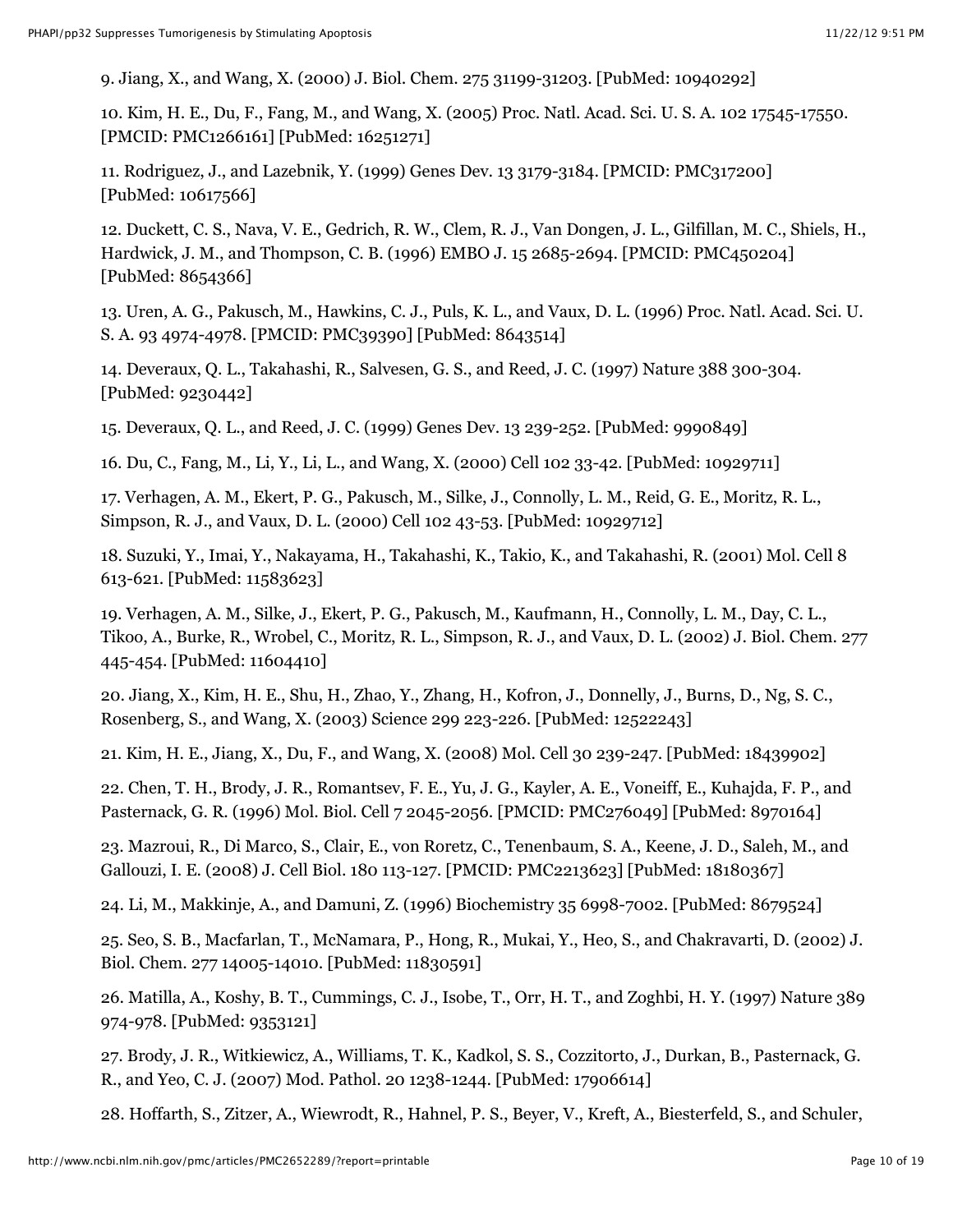9. Jiang, X., and Wang, X. (2000) J. Biol. Chem. 275 31199-31203. [PubMed: 10940292]

10. Kim, H. E., Du, F., Fang, M., and Wang, X. (2005) Proc. Natl. Acad. Sci. U. S. A. 102 17545-17550. [PMCID: PMC1266161] [PubMed: 16251271]

11. Rodriguez, J., and Lazebnik, Y. (1999) Genes Dev. 13 3179-3184. [PMCID: PMC317200] [PubMed: 10617566]

12. Duckett, C. S., Nava, V. E., Gedrich, R. W., Clem, R. J., Van Dongen, J. L., Gilfillan, M. C., Shiels, H., Hardwick, J. M., and Thompson, C. B. (1996) EMBO J. 15 2685-2694. [PMCID: PMC450204] [PubMed: 8654366]

13. Uren, A. G., Pakusch, M., Hawkins, C. J., Puls, K. L., and Vaux, D. L. (1996) Proc. Natl. Acad. Sci. U. S. A. 93 4974-4978. [PMCID: PMC39390] [PubMed: 8643514]

14. Deveraux, Q. L., Takahashi, R., Salvesen, G. S., and Reed, J. C. (1997) Nature 388 300-304. [PubMed: 9230442]

15. Deveraux, Q. L., and Reed, J. C. (1999) Genes Dev. 13 239-252. [PubMed: 9990849]

16. Du, C., Fang, M., Li, Y., Li, L., and Wang, X. (2000) Cell 102 33-42. [PubMed: 10929711]

17. Verhagen, A. M., Ekert, P. G., Pakusch, M., Silke, J., Connolly, L. M., Reid, G. E., Moritz, R. L., Simpson, R. J., and Vaux, D. L. (2000) Cell 102 43-53. [PubMed: 10929712]

18. Suzuki, Y., Imai, Y., Nakayama, H., Takahashi, K., Takio, K., and Takahashi, R. (2001) Mol. Cell 8 613-621. [PubMed: 11583623]

19. Verhagen, A. M., Silke, J., Ekert, P. G., Pakusch, M., Kaufmann, H., Connolly, L. M., Day, C. L., Tikoo, A., Burke, R., Wrobel, C., Moritz, R. L., Simpson, R. J., and Vaux, D. L. (2002) J. Biol. Chem. 277 445-454. [PubMed: 11604410]

20. Jiang, X., Kim, H. E., Shu, H., Zhao, Y., Zhang, H., Kofron, J., Donnelly, J., Burns, D., Ng, S. C., Rosenberg, S., and Wang, X. (2003) Science 299 223-226. [PubMed: 12522243]

21. Kim, H. E., Jiang, X., Du, F., and Wang, X. (2008) Mol. Cell 30 239-247. [PubMed: 18439902]

22. Chen, T. H., Brody, J. R., Romantsev, F. E., Yu, J. G., Kayler, A. E., Voneiff, E., Kuhajda, F. P., and Pasternack, G. R. (1996) Mol. Biol. Cell 7 2045-2056. [PMCID: PMC276049] [PubMed: 8970164]

23. Mazroui, R., Di Marco, S., Clair, E., von Roretz, C., Tenenbaum, S. A., Keene, J. D., Saleh, M., and Gallouzi, I. E. (2008) J. Cell Biol. 180 113-127. [PMCID: PMC2213623] [PubMed: 18180367]

24. Li, M., Makkinje, A., and Damuni, Z. (1996) Biochemistry 35 6998-7002. [PubMed: 8679524]

25. Seo, S. B., Macfarlan, T., McNamara, P., Hong, R., Mukai, Y., Heo, S., and Chakravarti, D. (2002) J. Biol. Chem. 277 14005-14010. [PubMed: 11830591]

26. Matilla, A., Koshy, B. T., Cummings, C. J., Isobe, T., Orr, H. T., and Zoghbi, H. Y. (1997) Nature 389 974-978. [PubMed: 9353121]

27. Brody, J. R., Witkiewicz, A., Williams, T. K., Kadkol, S. S., Cozzitorto, J., Durkan, B., Pasternack, G. R., and Yeo, C. J. (2007) Mod. Pathol. 20 1238-1244. [PubMed: 17906614]

28. Hoffarth, S., Zitzer, A., Wiewrodt, R., Hahnel, P. S., Beyer, V., Kreft, A., Biesterfeld, S., and Schuler,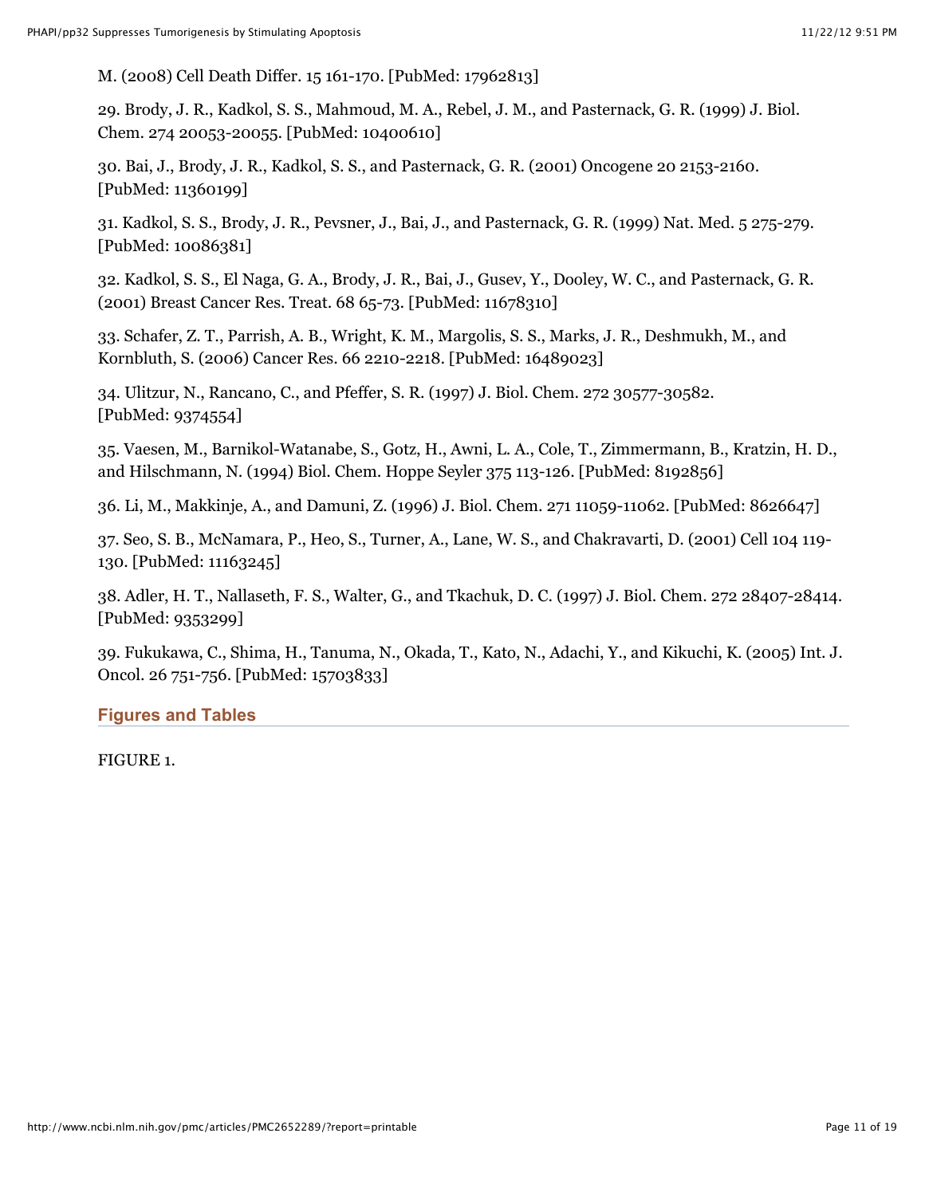M. (2008) Cell Death Differ. 15 161-170. [PubMed: 17962813]

29. Brody, J. R., Kadkol, S. S., Mahmoud, M. A., Rebel, J. M., and Pasternack, G. R. (1999) J. Biol. Chem. 274 20053-20055. [PubMed: 10400610]

30. Bai, J., Brody, J. R., Kadkol, S. S., and Pasternack, G. R. (2001) Oncogene 20 2153-2160. [PubMed: 11360199]

31. Kadkol, S. S., Brody, J. R., Pevsner, J., Bai, J., and Pasternack, G. R. (1999) Nat. Med. 5 275-279. [PubMed: 10086381]

32. Kadkol, S. S., El Naga, G. A., Brody, J. R., Bai, J., Gusev, Y., Dooley, W. C., and Pasternack, G. R. (2001) Breast Cancer Res. Treat. 68 65-73. [PubMed: 11678310]

33. Schafer, Z. T., Parrish, A. B., Wright, K. M., Margolis, S. S., Marks, J. R., Deshmukh, M., and Kornbluth, S. (2006) Cancer Res. 66 2210-2218. [PubMed: 16489023]

34. Ulitzur, N., Rancano, C., and Pfeffer, S. R. (1997) J. Biol. Chem. 272 30577-30582. [PubMed: 9374554]

35. Vaesen, M., Barnikol-Watanabe, S., Gotz, H., Awni, L. A., Cole, T., Zimmermann, B., Kratzin, H. D., and Hilschmann, N. (1994) Biol. Chem. Hoppe Seyler 375 113-126. [PubMed: 8192856]

36. Li, M., Makkinje, A., and Damuni, Z. (1996) J. Biol. Chem. 271 11059-11062. [PubMed: 8626647]

37. Seo, S. B., McNamara, P., Heo, S., Turner, A., Lane, W. S., and Chakravarti, D. (2001) Cell 104 119-130. [PubMed: 11163245]

38. Adler, H. T., Nallaseth, F. S., Walter, G., and Tkachuk, D. C. (1997) J. Biol. Chem. 272 28407-28414. [PubMed: 9353299]

39. Fukukawa, C., Shima, H., Tanuma, N., Okada, T., Kato, N., Adachi, Y., and Kikuchi, K. (2005) Int. J. Oncol. 26 751-756. [PubMed: 15703833]

## Figures and Tables

FIGURE 1.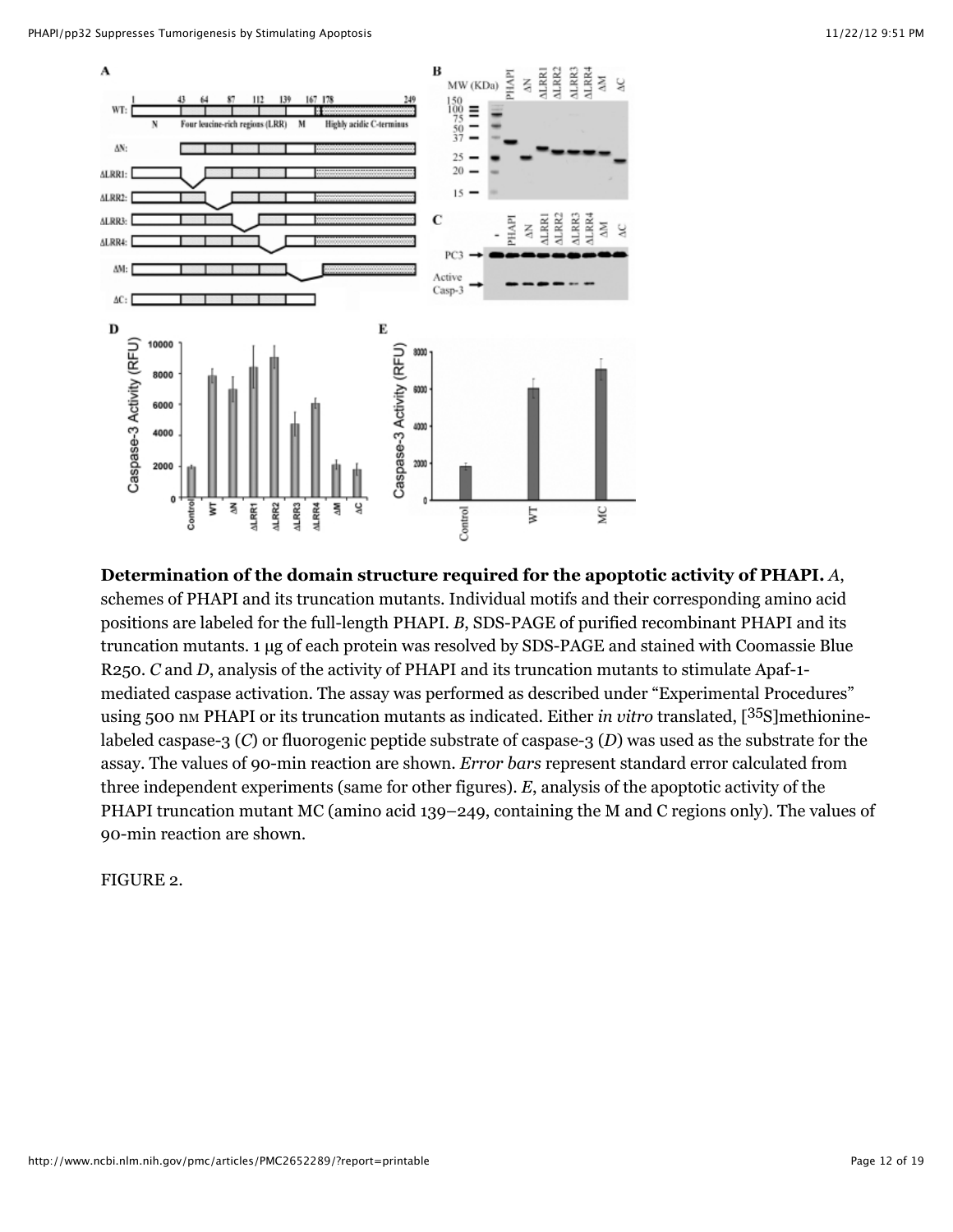**Determination of the domain structure required for the apoptotic activity of PHAPI.** *A*, schemes of PHAPI and its truncation mutants. Individual motifs and their corresponding amino acid positions are labeled for the full-length PHAPI. *B*, SDS-PAGE of purified recombinant PHAPI and its truncation mutants. 1 μg of each protein was resolved by SDS-PAGE and stained with Coomassie Blue R250. *C* and *D*, analysis of the activity of PHAPI and its truncation mutants to stimulate Apaf-1-mediated caspase activation. The assay was performed as described under "Experimental Procedures" using 500 nM PHAPI or its truncation mutants as indicated. Either *in vitro* translated, [$^{35}$S]methionine-labeled caspase-3 (*C*) or fluorogenic peptide substrate of caspase-3 (*D*) was used as the substrate for the assay. The values of 90-min reaction are shown. *Error bars* represent standard error calculated from three independent experiments (same for other figures). *E*, analysis of the apoptotic activity of the PHAPI truncation mutant MC (amino acid 139–249, containing the M and C regions only). The values of 90-min reaction are shown.

FIGURE 2.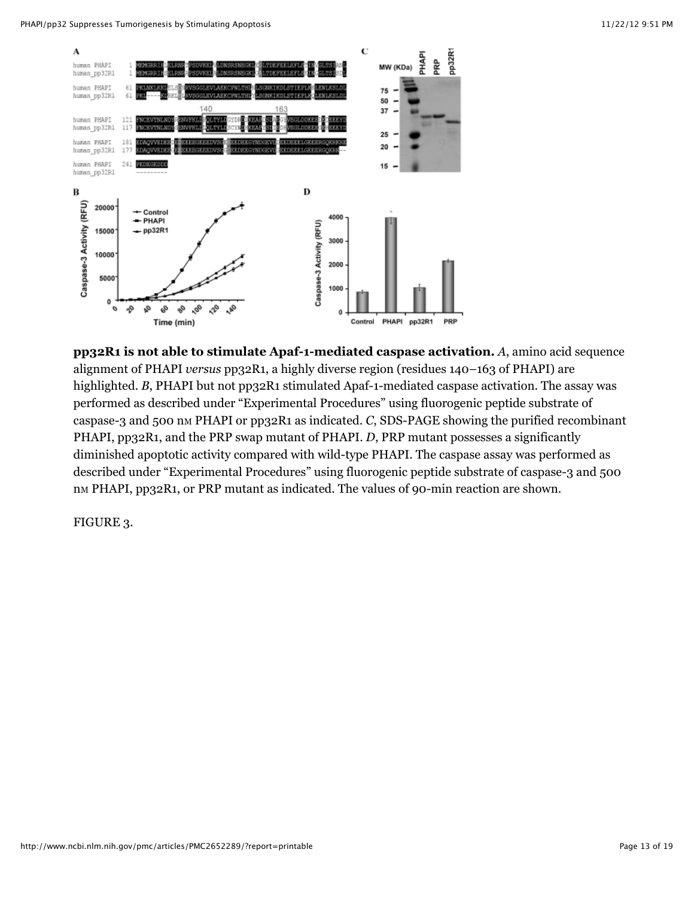**pp32R1 is not able to stimulate Apaf-1-mediated caspase activation.** *A*, amino acid sequence alignment of PHAPI *versus* pp32R1, a highly diverse region (residues 140–163 of PHAPI) are highlighted. *B*, PHAPI but not pp32R1 stimulated Apaf-1-mediated caspase activation. The assay was performed as described under "Experimental Procedures" using fluorogenic peptide substrate of caspase-3 and 500 nM PHAPI or pp32R1 as indicated. *C*, SDS-PAGE showing the purified recombinant PHAPI, pp32R1, and the PRP swap mutant of PHAPI. *D*, PRP mutant possesses a significantly diminished apoptotic activity compared with wild-type PHAPI. The caspase assay was performed as described under "Experimental Procedures" using fluorogenic peptide substrate of caspase-3 and 500 nM PHAPI, pp32R1, or PRP mutant as indicated. The values of 90-min reaction are shown.

FIGURE 3.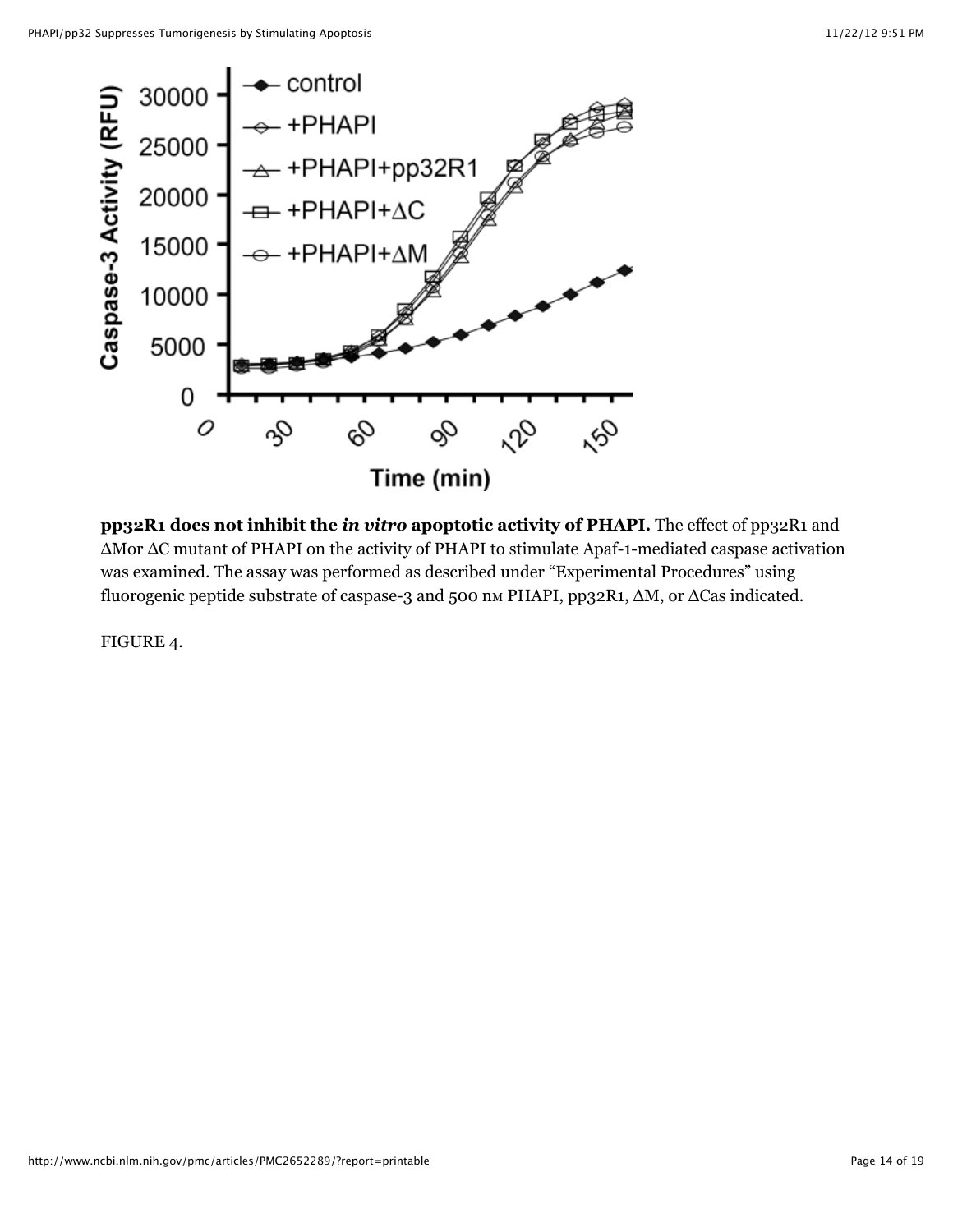**pp32R1 does not inhibit the *in vitro* apoptotic activity of PHAPI.** The effect of pp32R1 and ΔMor ΔC mutant of PHAPI on the activity of PHAPI to stimulate Apaf-1-mediated caspase activation was examined. The assay was performed as described under “Experimental Procedures” using fluorogenic peptide substrate of caspase-3 and 500 nM PHAPI, pp32R1, ΔM, or ΔCas indicated.

FIGURE 4.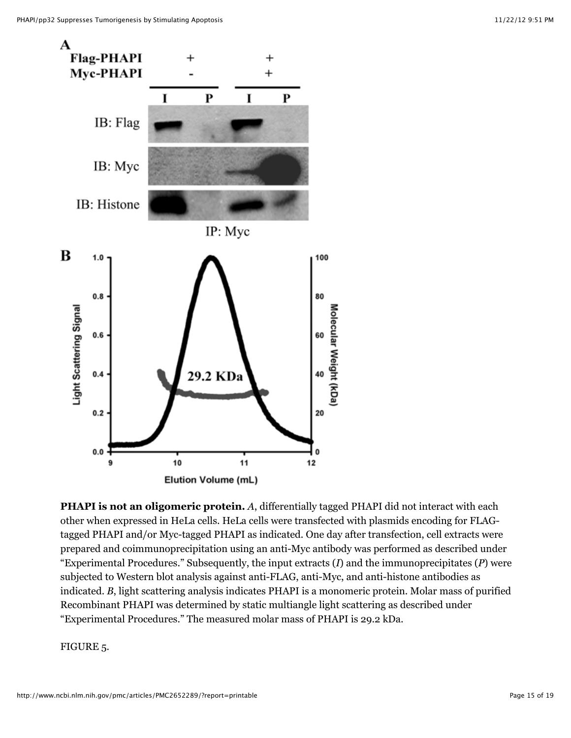**PHAPI is not an oligomeric protein.** *A*, differentially tagged PHAPI did not interact with each other when expressed in HeLa cells. HeLa cells were transfected with plasmids encoding for FLAG-tagged PHAPI and/or Myc-tagged PHAPI as indicated. One day after transfection, cell extracts were prepared and coimmunoprecipitation using an anti-Myc antibody was performed as described under "Experimental Procedures." Subsequently, the input extracts (*I*) and the immunoprecipitates (*P*) were subjected to Western blot analysis against anti-FLAG, anti-Myc, and anti-histone antibodies as indicated. *B*, light scattering analysis indicates PHAPI is a monomeric protein. Molar mass of purified Recombinant PHAPI was determined by static multiangle light scattering as described under "Experimental Procedures." The measured molar mass of PHAPI is 29.2 kDa.

FIGURE 5.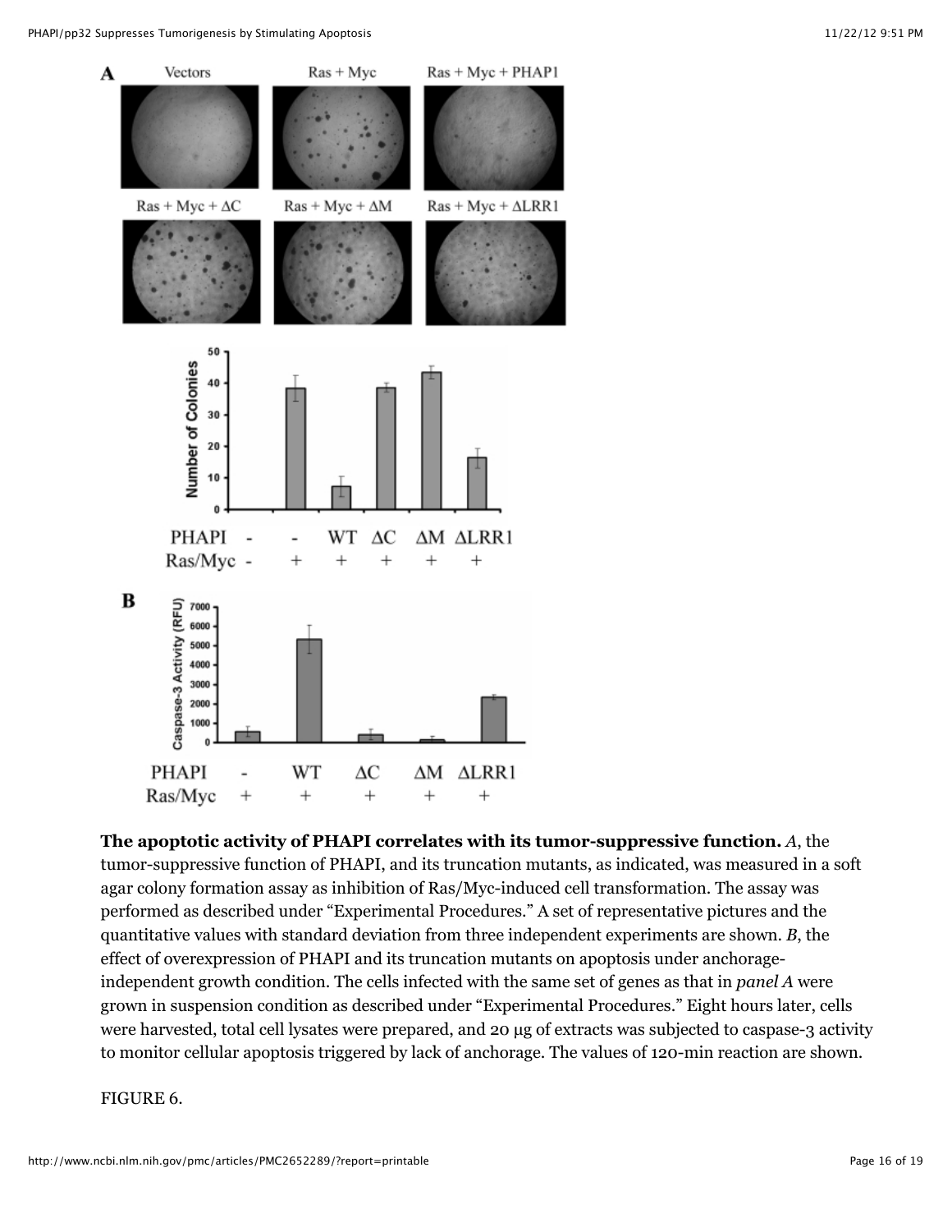**The apoptotic activity of PHAPI correlates with its tumor-suppressive function.** *A*, the tumor-suppressive function of PHAPI, and its truncation mutants, as indicated, was measured in a soft agar colony formation assay as inhibition of Ras/Myc-induced cell transformation. The assay was performed as described under "Experimental Procedures." A set of representative pictures and the quantitative values with standard deviation from three independent experiments are shown. *B*, the effect of overexpression of PHAPI and its truncation mutants on apoptosis under anchorage-independent growth condition. The cells infected with the same set of genes as that in *panel A* were grown in suspension condition as described under "Experimental Procedures." Eight hours later, cells were harvested, total cell lysates were prepared, and 20 μg of extracts was subjected to caspase-3 activity to monitor cellular apoptosis triggered by lack of anchorage. The values of 120-min reaction are shown.

FIGURE 6.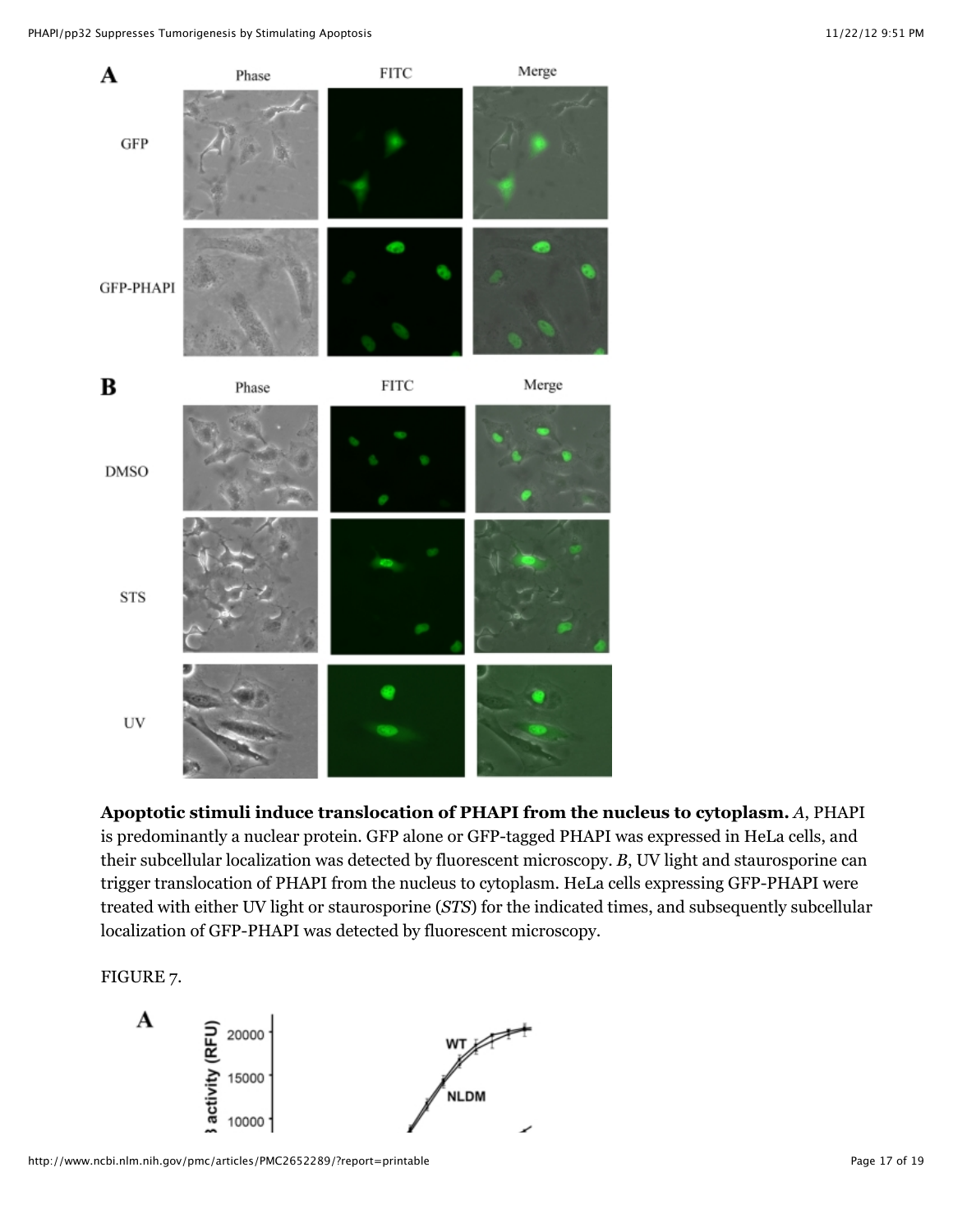**Apoptotic stimuli induce translocation of PHAPI from the nucleus to cytoplasm.** *A*, PHAPI is predominantly a nuclear protein. GFP alone or GFP-tagged PHAPI was expressed in HeLa cells, and their subcellular localization was detected by fluorescent microscopy. *B*, UV light and staurosporine can trigger translocation of PHAPI from the nucleus to cytoplasm. HeLa cells expressing GFP-PHAPI were treated with either UV light or staurosporine (*STS*) for the indicated times, and subsequently subcellular localization of GFP-PHAPI was detected by fluorescent microscopy.

FIGURE 7.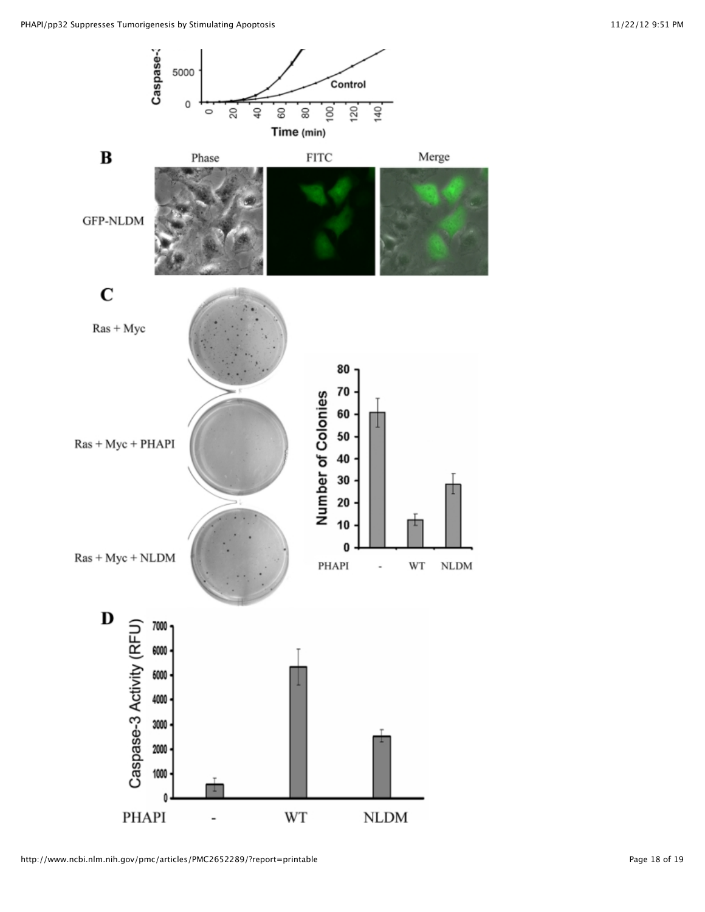Caspase-3

5000

0

0 20 40 60 80 100 120 140

Time (min)

Control

**B**

Phase FITC Merge

GFP-NLDM

**C**

Ras + Myc

Ras + Myc + PHAPI

Ras + Myc + NLDM

Number of Colonies

0 10 20 30 40 50 60 70 80

PHAPI - WT NLDM

**D**

Caspase-3 Activity (RFU)

0 1000 2000 3000 4000 5000 6000 7000

PHAPI - WT NLDM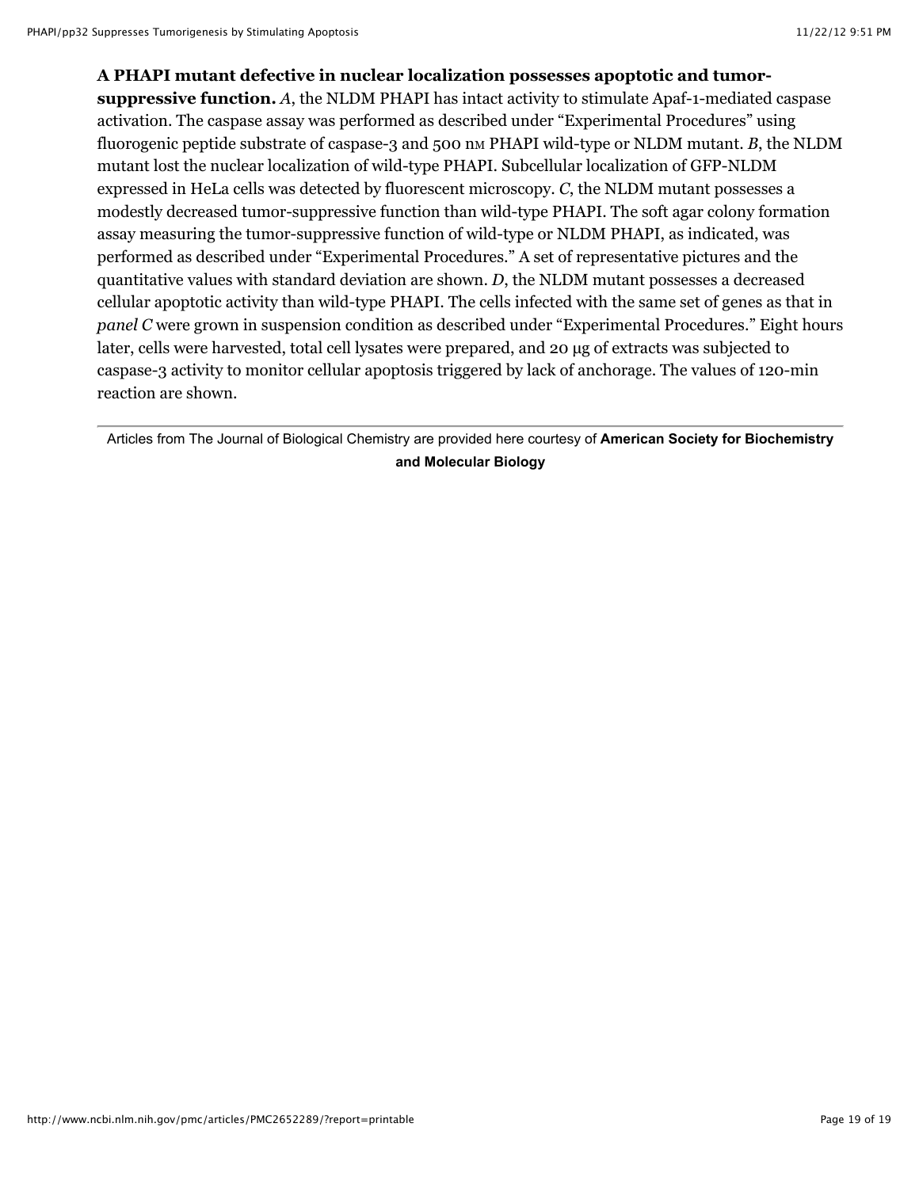**A PHAPI mutant defective in nuclear localization possesses apoptotic and tumor-suppressive function.** *A*, the NLDM PHAPI has intact activity to stimulate Apaf-1-mediated caspase activation. The caspase assay was performed as described under "Experimental Procedures" using fluorogenic peptide substrate of caspase-3 and 500 nM PHAPI wild-type or NLDM mutant. *B*, the NLDM mutant lost the nuclear localization of wild-type PHAPI. Subcellular localization of GFP-NLDM expressed in HeLa cells was detected by fluorescent microscopy. *C*, the NLDM mutant possesses a modestly decreased tumor-suppressive function than wild-type PHAPI. The soft agar colony formation assay measuring the tumor-suppressive function of wild-type or NLDM PHAPI, as indicated, was performed as described under "Experimental Procedures." A set of representative pictures and the quantitative values with standard deviation are shown. *D*, the NLDM mutant possesses a decreased cellular apoptotic activity than wild-type PHAPI. The cells infected with the same set of genes as that in *panel C* were grown in suspension condition as described under "Experimental Procedures." Eight hours later, cells were harvested, total cell lysates were prepared, and 20 μg of extracts was subjected to caspase-3 activity to monitor cellular apoptosis triggered by lack of anchorage. The values of 120-min reaction are shown.

---

Articles from The Journal of Biological Chemistry are provided here courtesy of **American Society for Biochemistry and Molecular Biology**